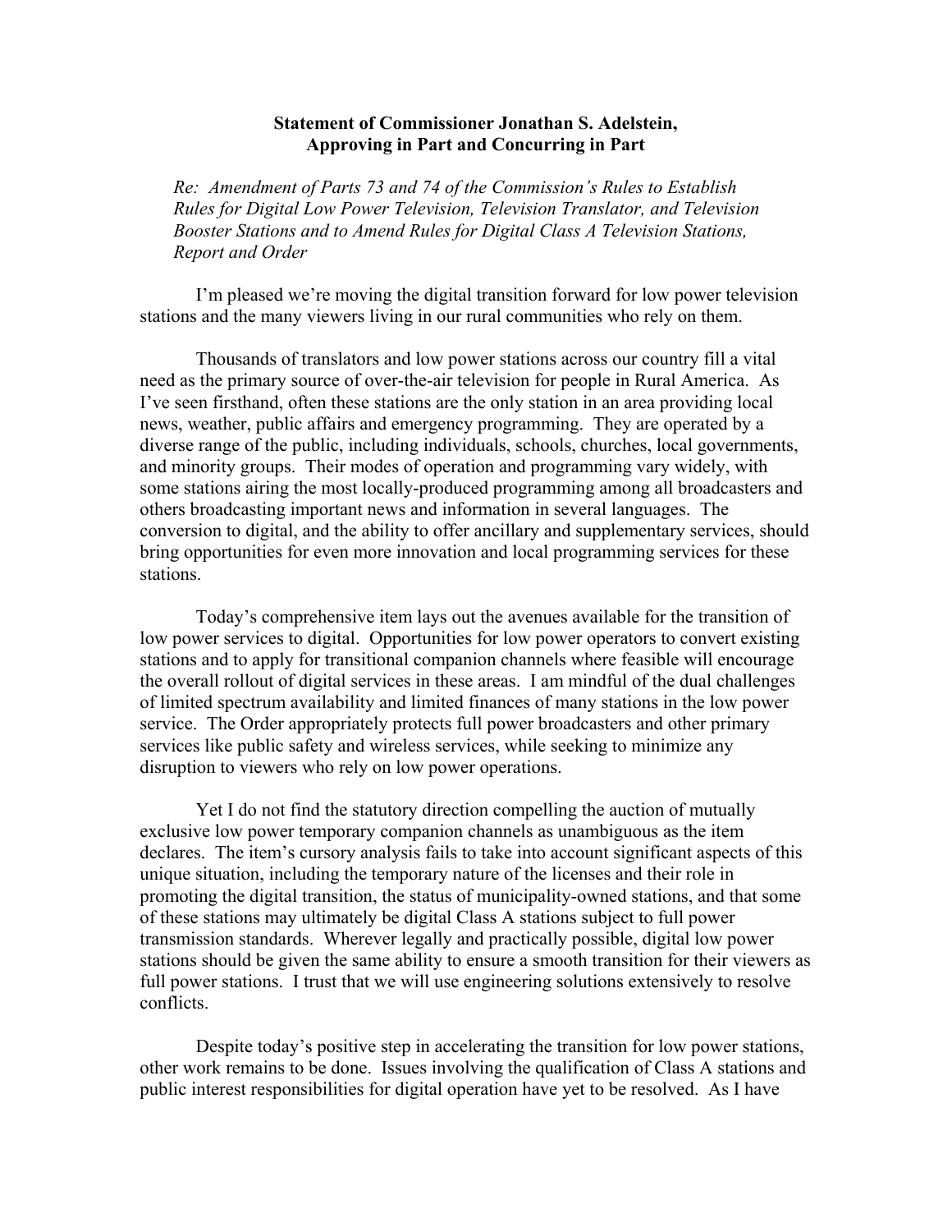**Statement of Commissioner Jonathan S. Adelstein, Approving in Part and Concurring in Part**

*Re: Amendment of Parts 73 and 74 of the Commission's Rules to Establish Rules for Digital Low Power Television, Television Translator, and Television Booster Stations and to Amend Rules for Digital Class A Television Stations, Report and Order*

I'm pleased we're moving the digital transition forward for low power television stations and the many viewers living in our rural communities who rely on them.

Thousands of translators and low power stations across our country fill a vital need as the primary source of over-the-air television for people in Rural America. As I've seen firsthand, often these stations are the only station in an area providing local news, weather, public affairs and emergency programming. They are operated by a diverse range of the public, including individuals, schools, churches, local governments, and minority groups. Their modes of operation and programming vary widely, with some stations airing the most locally-produced programming among all broadcasters and others broadcasting important news and information in several languages. The conversion to digital, and the ability to offer ancillary and supplementary services, should bring opportunities for even more innovation and local programming services for these stations.

Today's comprehensive item lays out the avenues available for the transition of low power services to digital. Opportunities for low power operators to convert existing stations and to apply for transitional companion channels where feasible will encourage the overall rollout of digital services in these areas. I am mindful of the dual challenges of limited spectrum availability and limited finances of many stations in the low power service. The Order appropriately protects full power broadcasters and other primary services like public safety and wireless services, while seeking to minimize any disruption to viewers who rely on low power operations.

Yet I do not find the statutory direction compelling the auction of mutually exclusive low power temporary companion channels as unambiguous as the item declares. The item's cursory analysis fails to take into account significant aspects of this unique situation, including the temporary nature of the licenses and their role in promoting the digital transition, the status of municipality-owned stations, and that some of these stations may ultimately be digital Class A stations subject to full power transmission standards. Wherever legally and practically possible, digital low power stations should be given the same ability to ensure a smooth transition for their viewers as full power stations. I trust that we will use engineering solutions extensively to resolve conflicts.

Despite today's positive step in accelerating the transition for low power stations, other work remains to be done. Issues involving the qualification of Class A stations and public interest responsibilities for digital operation have yet to be resolved. As I have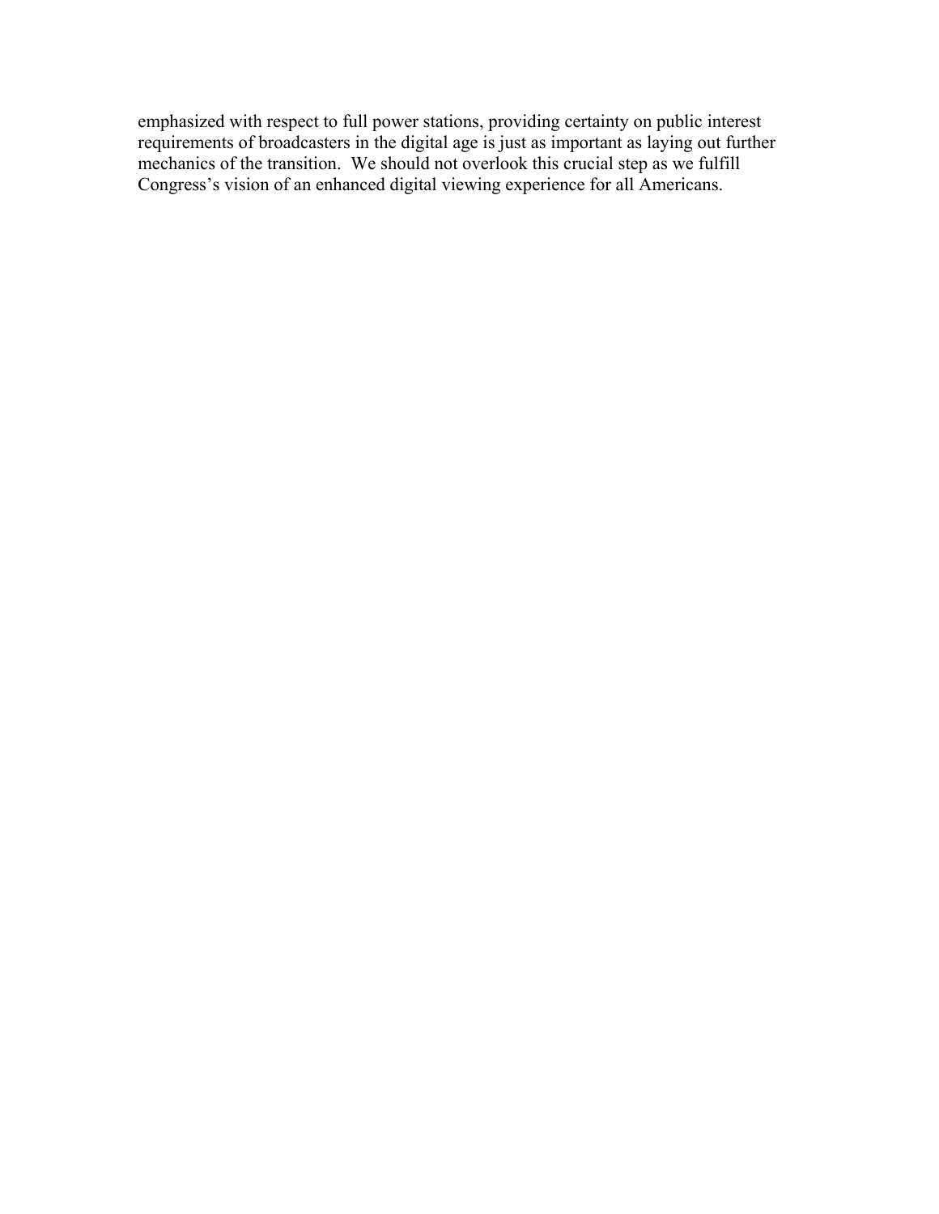emphasized with respect to full power stations, providing certainty on public interest requirements of broadcasters in the digital age is just as important as laying out further mechanics of the transition. We should not overlook this crucial step as we fulfill Congress's vision of an enhanced digital viewing experience for all Americans.